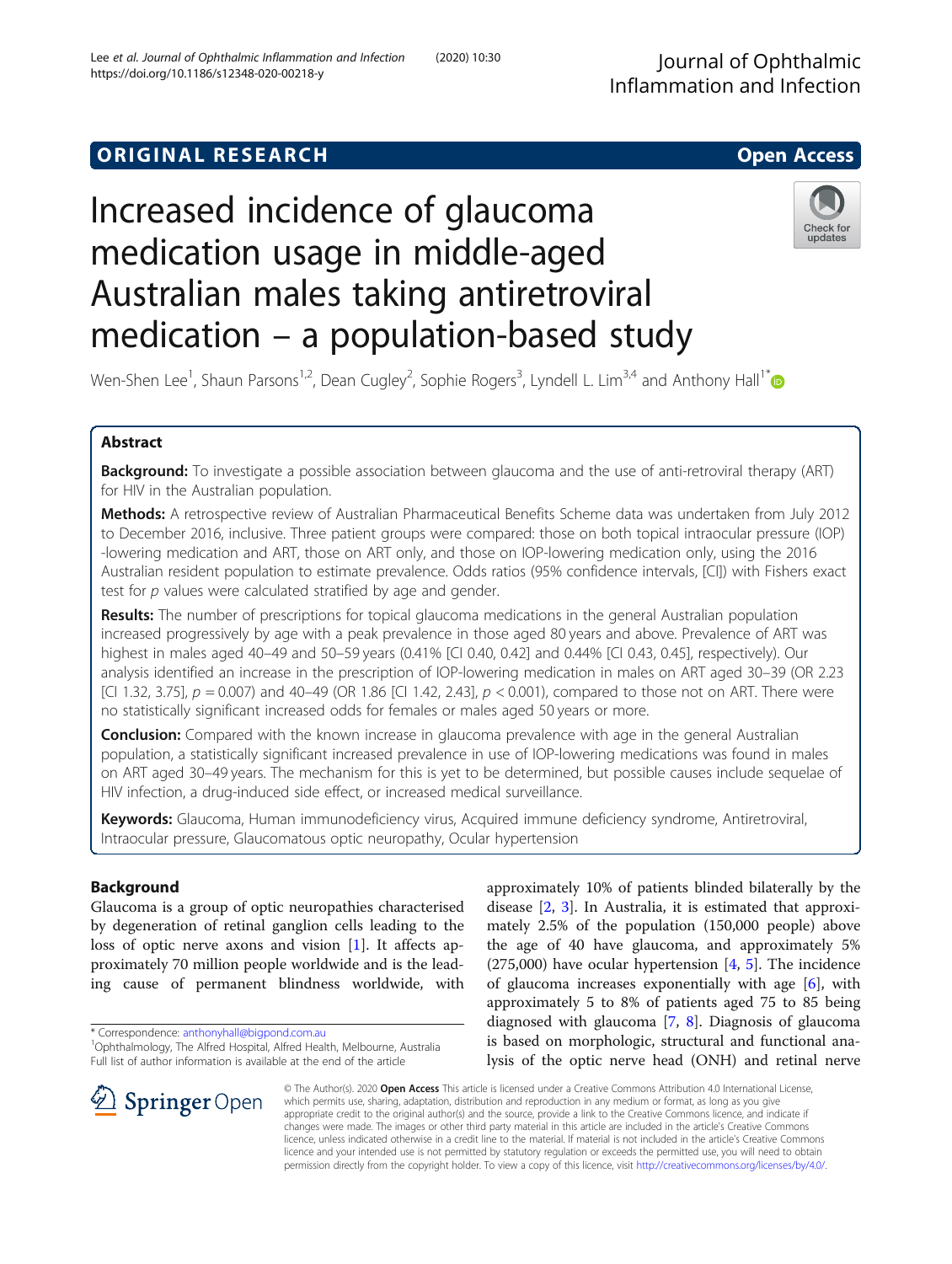ORIGINAL RESEARCH

Open Access

# Increased incidence of glaucoma medication usage in middle-aged Australian males taking antiretroviral medication – a population-based study

Wen-Shen Lee[1], Shaun Parsons[1,2], Dean Cugley[2], Sophie Rogers[3], Lyndell L. Lim[3,4] and Anthony Hall[1*]

## Abstract

**Background:** To investigate a possible association between glaucoma and the use of anti-retroviral therapy (ART) for HIV in the Australian population.

**Methods:** A retrospective review of Australian Pharmaceutical Benefits Scheme data was undertaken from July 2012 to December 2016, inclusive. Three patient groups were compared: those on both topical intraocular pressure (IOP) -lowering medication and ART, those on ART only, and those on IOP-lowering medication only, using the 2016 Australian resident population to estimate prevalence. Odds ratios (95% confidence intervals, [CI]) with Fishers exact test for *p* values were calculated stratified by age and gender.

**Results:** The number of prescriptions for topical glaucoma medications in the general Australian population increased progressively by age with a peak prevalence in those aged 80 years and above. Prevalence of ART was highest in males aged 40–49 and 50–59 years (0.41% [CI 0.40, 0.42] and 0.44% [CI 0.43, 0.45], respectively). Our analysis identified an increase in the prescription of IOP-lowering medication in males on ART aged 30–39 (OR 2.23 [CI 1.32, 3.75], $p = 0.007$) and 40–49 (OR 1.86 [CI 1.42, 2.43], $p < 0.001$), compared to those not on ART. There were no statistically significant increased odds for females or males aged 50 years or more.

**Conclusion:** Compared with the known increase in glaucoma prevalence with age in the general Australian population, a statistically significant increased prevalence in use of IOP-lowering medications was found in males on ART aged 30–49 years. The mechanism for this is yet to be determined, but possible causes include sequelae of HIV infection, a drug-induced side effect, or increased medical surveillance.

**Keywords:** Glaucoma, Human immunodeficiency virus, Acquired immune deficiency syndrome, Antiretroviral, Intraocular pressure, Glaucomatous optic neuropathy, Ocular hypertension

## Background

Glaucoma is a group of optic neuropathies characterised by degeneration of retinal ganglion cells leading to the loss of optic nerve axons and vision [1]. It affects approximately 70 million people worldwide and is the leading cause of permanent blindness worldwide, with approximately 10% of patients blinded bilaterally by the disease [2, 3]. In Australia, it is estimated that approximately 2.5% of the population (150,000 people) above the age of 40 have glaucoma, and approximately 5% (275,000) have ocular hypertension [4, 5]. The incidence of glaucoma increases exponentially with age [6], with approximately 5 to 8% of patients aged 75 to 85 being diagnosed with glaucoma [7, 8]. Diagnosis of glaucoma is based on morphologic, structural and functional analysis of the optic nerve head (ONH) and retinal nerve

\* Correspondence: anthonyhall@bigpond.com.au
[1]Ophthalmology, The Alfred Hospital, Alfred Health, Melbourne, Australia
Full list of author information is available at the end of the article

© The Author(s). 2020 **Open Access** This article is licensed under a Creative Commons Attribution 4.0 International License, which permits use, sharing, adaptation, distribution and reproduction in any medium or format, as long as you give appropriate credit to the original author(s) and the source, provide a link to the Creative Commons licence, and indicate if changes were made. The images or other third party material in this article are included in the article's Creative Commons licence, unless indicated otherwise in a credit line to the material. If material is not included in the article's Creative Commons licence and your intended use is not permitted by statutory regulation or exceeds the permitted use, you will need to obtain permission directly from the copyright holder. To view a copy of this licence, visit http://creativecommons.org/licenses/by/4.0/.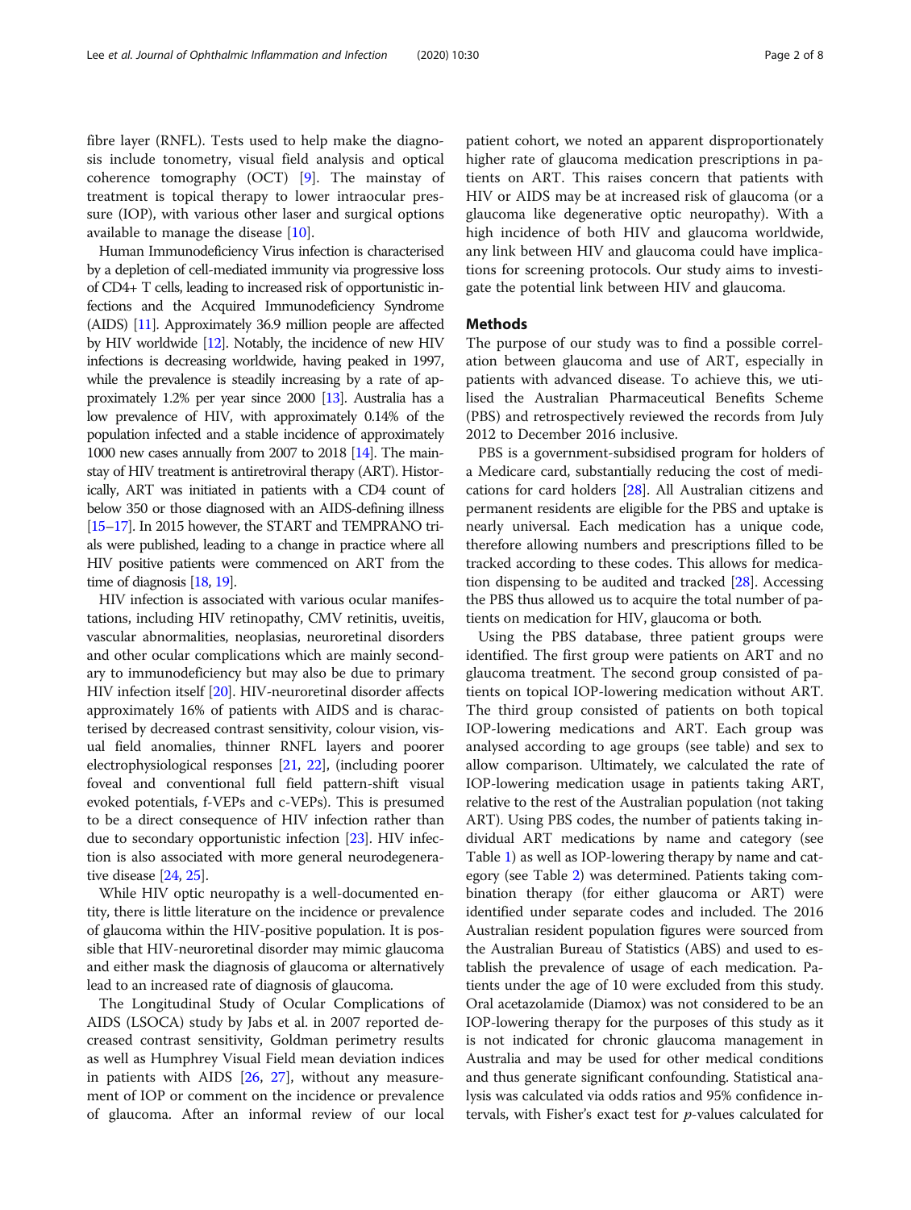fibre layer (RNFL). Tests used to help make the diagnosis include tonometry, visual field analysis and optical coherence tomography (OCT) [9]. The mainstay of treatment is topical therapy to lower intraocular pressure (IOP), with various other laser and surgical options available to manage the disease [10].

Human Immunodeficiency Virus infection is characterised by a depletion of cell-mediated immunity via progressive loss of CD4+ T cells, leading to increased risk of opportunistic infections and the Acquired Immunodeficiency Syndrome (AIDS) [11]. Approximately 36.9 million people are affected by HIV worldwide [12]. Notably, the incidence of new HIV infections is decreasing worldwide, having peaked in 1997, while the prevalence is steadily increasing by a rate of approximately 1.2% per year since 2000 [13]. Australia has a low prevalence of HIV, with approximately 0.14% of the population infected and a stable incidence of approximately 1000 new cases annually from 2007 to 2018 [14]. The mainstay of HIV treatment is antiretroviral therapy (ART). Historically, ART was initiated in patients with a CD4 count of below 350 or those diagnosed with an AIDS-defining illness [15–17]. In 2015 however, the START and TEMPRANO trials were published, leading to a change in practice where all HIV positive patients were commenced on ART from the time of diagnosis [18, 19].

HIV infection is associated with various ocular manifestations, including HIV retinopathy, CMV retinitis, uveitis, vascular abnormalities, neoplasias, neuroretinal disorders and other ocular complications which are mainly secondary to immunodeficiency but may also be due to primary HIV infection itself [20]. HIV-neuroretinal disorder affects approximately 16% of patients with AIDS and is characterised by decreased contrast sensitivity, colour vision, visual field anomalies, thinner RNFL layers and poorer electrophysiological responses [21, 22], (including poorer foveal and conventional full field pattern-shift visual evoked potentials, f-VEPs and c-VEPs). This is presumed to be a direct consequence of HIV infection rather than due to secondary opportunistic infection [23]. HIV infection is also associated with more general neurodegenerative disease [24, 25].

While HIV optic neuropathy is a well-documented entity, there is little literature on the incidence or prevalence of glaucoma within the HIV-positive population. It is possible that HIV-neuroretinal disorder may mimic glaucoma and either mask the diagnosis of glaucoma or alternatively lead to an increased rate of diagnosis of glaucoma.

The Longitudinal Study of Ocular Complications of AIDS (LSOCA) study by Jabs et al. in 2007 reported decreased contrast sensitivity, Goldman perimetry results as well as Humphrey Visual Field mean deviation indices in patients with AIDS [26, 27], without any measurement of IOP or comment on the incidence or prevalence of glaucoma. After an informal review of our local patient cohort, we noted an apparent disproportionately higher rate of glaucoma medication prescriptions in patients on ART. This raises concern that patients with HIV or AIDS may be at increased risk of glaucoma (or a glaucoma like degenerative optic neuropathy). With a high incidence of both HIV and glaucoma worldwide, any link between HIV and glaucoma could have implications for screening protocols. Our study aims to investigate the potential link between HIV and glaucoma.

## Methods

The purpose of our study was to find a possible correlation between glaucoma and use of ART, especially in patients with advanced disease. To achieve this, we utilised the Australian Pharmaceutical Benefits Scheme (PBS) and retrospectively reviewed the records from July 2012 to December 2016 inclusive.

PBS is a government-subsidised program for holders of a Medicare card, substantially reducing the cost of medications for card holders [28]. All Australian citizens and permanent residents are eligible for the PBS and uptake is nearly universal. Each medication has a unique code, therefore allowing numbers and prescriptions filled to be tracked according to these codes. This allows for medication dispensing to be audited and tracked [28]. Accessing the PBS thus allowed us to acquire the total number of patients on medication for HIV, glaucoma or both.

Using the PBS database, three patient groups were identified. The first group were patients on ART and no glaucoma treatment. The second group consisted of patients on topical IOP-lowering medication without ART. The third group consisted of patients on both topical IOP-lowering medications and ART. Each group was analysed according to age groups (see table) and sex to allow comparison. Ultimately, we calculated the rate of IOP-lowering medication usage in patients taking ART, relative to the rest of the Australian population (not taking ART). Using PBS codes, the number of patients taking individual ART medications by name and category (see Table 1) as well as IOP-lowering therapy by name and category (see Table 2) was determined. Patients taking combination therapy (for either glaucoma or ART) were identified under separate codes and included. The 2016 Australian resident population figures were sourced from the Australian Bureau of Statistics (ABS) and used to establish the prevalence of usage of each medication. Patients under the age of 10 were excluded from this study. Oral acetazolamide (Diamox) was not considered to be an IOP-lowering therapy for the purposes of this study as it is not indicated for chronic glaucoma management in Australia and may be used for other medical conditions and thus generate significant confounding. Statistical analysis was calculated via odds ratios and 95% confidence intervals, with Fisher's exact test for *p*-values calculated for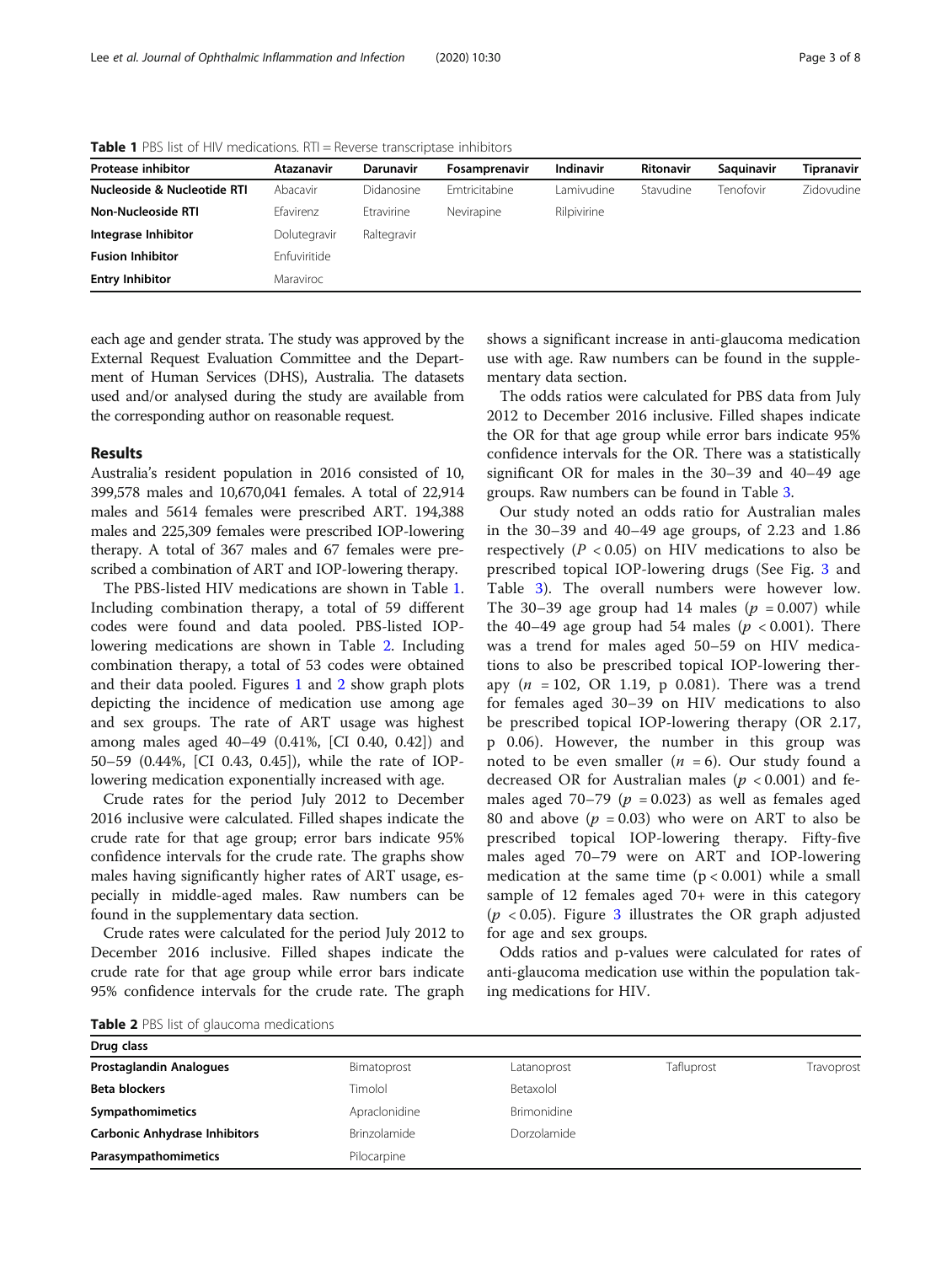**Table 1** PBS list of HIV medications. RTI = Reverse transcriptase inhibitors

| Protease inhibitor | Atazanavir | Darunavir | Fosamprenavir | Indinavir | Ritonavir | Saquinavir | Tipranavir |
|---|---|---|---|---|---|---|---|
| **Nucleoside & Nucleotide RTI** | Abacavir | Didanosine | Emtricitabine | Lamivudine | Stavudine | Tenofovir | Zidovudine |
| **Non-Nucleoside RTI** | Efavirenz | Etravirine | Nevirapine | Rilpivirine | | | |
| **Integrase Inhibitor** | Dolutegravir | Raltegravir | | | | | |
| **Fusion Inhibitor** | Enfuviritide | | | | | | |
| **Entry Inhibitor** | Maraviroc | | | | | | |

each age and gender strata. The study was approved by the External Request Evaluation Committee and the Department of Human Services (DHS), Australia. The datasets used and/or analysed during the study are available from the corresponding author on reasonable request.

## Results

Australia's resident population in 2016 consisted of 10, 399,578 males and 10,670,041 females. A total of 22,914 males and 5614 females were prescribed ART. 194,388 males and 225,309 females were prescribed IOP-lowering therapy. A total of 367 males and 67 females were prescribed a combination of ART and IOP-lowering therapy.

The PBS-listed HIV medications are shown in Table 1. Including combination therapy, a total of 59 different codes were found and data pooled. PBS-listed IOP-lowering medications are shown in Table 2. Including combination therapy, a total of 53 codes were obtained and their data pooled. Figures 1 and 2 show graph plots depicting the incidence of medication use among age and sex groups. The rate of ART usage was highest among males aged 40–49 (0.41%, [CI 0.40, 0.42]) and 50–59 (0.44%, [CI 0.43, 0.45]), while the rate of IOP-lowering medication exponentially increased with age.

Crude rates for the period July 2012 to December 2016 inclusive were calculated. Filled shapes indicate the crude rate for that age group; error bars indicate 95% confidence intervals for the crude rate. The graphs show males having significantly higher rates of ART usage, especially in middle-aged males. Raw numbers can be found in the supplementary data section.

Crude rates were calculated for the period July 2012 to December 2016 inclusive. Filled shapes indicate the crude rate for that age group while error bars indicate 95% confidence intervals for the crude rate. The graph shows a significant increase in anti-glaucoma medication use with age. Raw numbers can be found in the supplementary data section.

The odds ratios were calculated for PBS data from July 2012 to December 2016 inclusive. Filled shapes indicate the OR for that age group while error bars indicate 95% confidence intervals for the OR. There was a statistically significant OR for males in the 30–39 and 40–49 age groups. Raw numbers can be found in Table 3.

Our study noted an odds ratio for Australian males in the 30–39 and 40–49 age groups, of 2.23 and 1.86 respectively ($P < 0.05$) on HIV medications to also be prescribed topical IOP-lowering drugs (See Fig. 3 and Table 3). The overall numbers were however low. The 30–39 age group had 14 males ($p = 0.007$) while the 40–49 age group had 54 males ($p < 0.001$). There was a trend for males aged 50–59 on HIV medications to also be prescribed topical IOP-lowering therapy ($n = 102$, OR 1.19, p 0.081). There was a trend for females aged 30–39 on HIV medications to also be prescribed topical IOP-lowering therapy (OR 2.17, p 0.06). However, the number in this group was noted to be even smaller ($n = 6$). Our study found a decreased OR for Australian males ($p < 0.001$) and females aged 70–79 ($p = 0.023$) as well as females aged 80 and above ($p = 0.03$) who were on ART to also be prescribed topical IOP-lowering therapy. Fifty-five males aged 70–79 were on ART and IOP-lowering medication at the same time ($p < 0.001$) while a small sample of 12 females aged 70+ were in this category ($p < 0.05$). Figure 3 illustrates the OR graph adjusted for age and sex groups.

Odds ratios and p-values were calculated for rates of anti-glaucoma medication use within the population taking medications for HIV.

**Table 2** PBS list of glaucoma medications

| Drug class | | | | |
|---|---|---|---|---|
| **Prostaglandin Analogues** | Bimatoprost | Latanoprost | Tafluprost | Travoprost |
| **Beta blockers** | Timolol | Betaxolol | | |
| **Sympathomimetics** | Apraclonidine | Brimonidine | | |
| **Carbonic Anhydrase Inhibitors** | Brinzolamide | Dorzolamide | | |
| **Parasympathomimetics** | Pilocarpine | | | |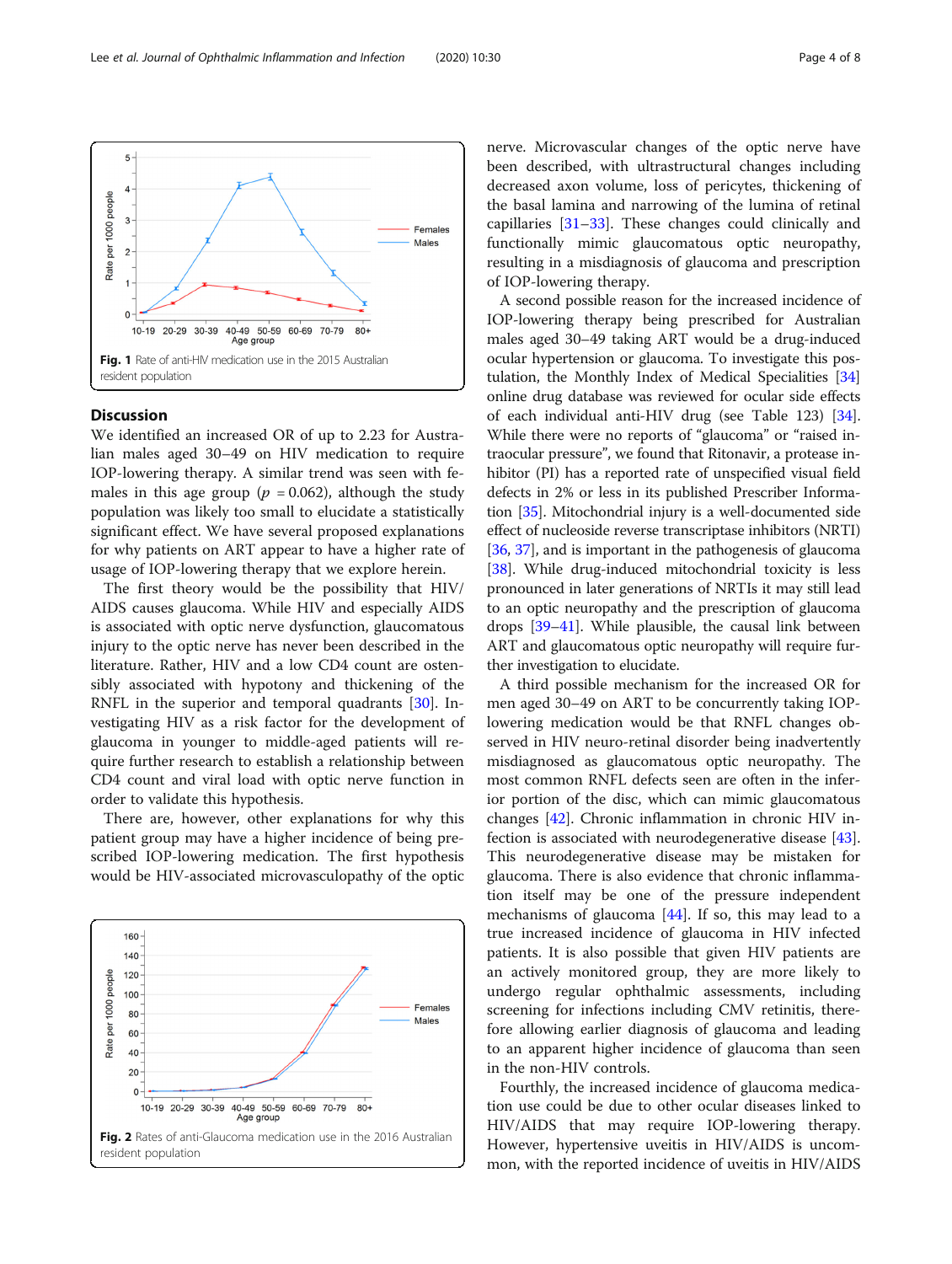Fig. 1 Rate of anti-HIV medication use in the 2015 Australian resident population

## Discussion

We identified an increased OR of up to 2.23 for Australian males aged 30–49 on HIV medication to require IOP-lowering therapy. A similar trend was seen with females in this age group ($p = 0.062$), although the study population was likely too small to elucidate a statistically significant effect. We have several proposed explanations for why patients on ART appear to have a higher rate of usage of IOP-lowering therapy that we explore herein.

The first theory would be the possibility that HIV/AIDS causes glaucoma. While HIV and especially AIDS is associated with optic nerve dysfunction, glaucomatous injury to the optic nerve has never been described in the literature. Rather, HIV and a low CD4 count are ostensibly associated with hypotony and thickening of the RNFL in the superior and temporal quadrants [30]. Investigating HIV as a risk factor for the development of glaucoma in younger to middle-aged patients will require further research to establish a relationship between CD4 count and viral load with optic nerve function in order to validate this hypothesis.

There are, however, other explanations for why this patient group may have a higher incidence of being prescribed IOP-lowering medication. The first hypothesis would be HIV-associated microvasculopathy of the optic nerve. Microvascular changes of the optic nerve have been described, with ultrastructural changes including decreased axon volume, loss of pericytes, thickening of the basal lamina and narrowing of the lumina of retinal capillaries [31–33]. These changes could clinically and functionally mimic glaucomatous optic neuropathy, resulting in a misdiagnosis of glaucoma and prescription of IOP-lowering therapy.

Fig. 2 Rates of anti-Glaucoma medication use in the 2016 Australian resident population

A second possible reason for the increased incidence of IOP-lowering therapy being prescribed for Australian males aged 30–49 taking ART would be a drug-induced ocular hypertension or glaucoma. To investigate this postulation, the Monthly Index of Medical Specialities [34] online drug database was reviewed for ocular side effects of each individual anti-HIV drug (see Table 123) [34]. While there were no reports of "glaucoma" or "raised intraocular pressure", we found that Ritonavir, a protease inhibitor (PI) has a reported rate of unspecified visual field defects in 2% or less in its published Prescriber Information [35]. Mitochondrial injury is a well-documented side effect of nucleoside reverse transcriptase inhibitors (NRTI) [36, 37], and is important in the pathogenesis of glaucoma [38]. While drug-induced mitochondrial toxicity is less pronounced in later generations of NRTIs it may still lead to an optic neuropathy and the prescription of glaucoma drops [39–41]. While plausible, the causal link between ART and glaucomatous optic neuropathy will require further investigation to elucidate.

A third possible mechanism for the increased OR for men aged 30–49 on ART to be concurrently taking IOP-lowering medication would be that RNFL changes observed in HIV neuro-retinal disorder being inadvertently misdiagnosed as glaucomatous optic neuropathy. The most common RNFL defects seen are often in the inferior portion of the disc, which can mimic glaucomatous changes [42]. Chronic inflammation in chronic HIV infection is associated with neurodegenerative disease [43]. This neurodegenerative disease may be mistaken for glaucoma. There is also evidence that chronic inflammation itself may be one of the pressure independent mechanisms of glaucoma [44]. If so, this may lead to a true increased incidence of glaucoma in HIV infected patients. It is also possible that given HIV patients are an actively monitored group, they are more likely to undergo regular ophthalmic assessments, including screening for infections including CMV retinitis, therefore allowing earlier diagnosis of glaucoma and leading to an apparent higher incidence of glaucoma than seen in the non-HIV controls.

Fourthly, the increased incidence of glaucoma medication use could be due to other ocular diseases linked to HIV/AIDS that may require IOP-lowering therapy. However, hypertensive uveitis in HIV/AIDS is uncommon, with the reported incidence of uveitis in HIV/AIDS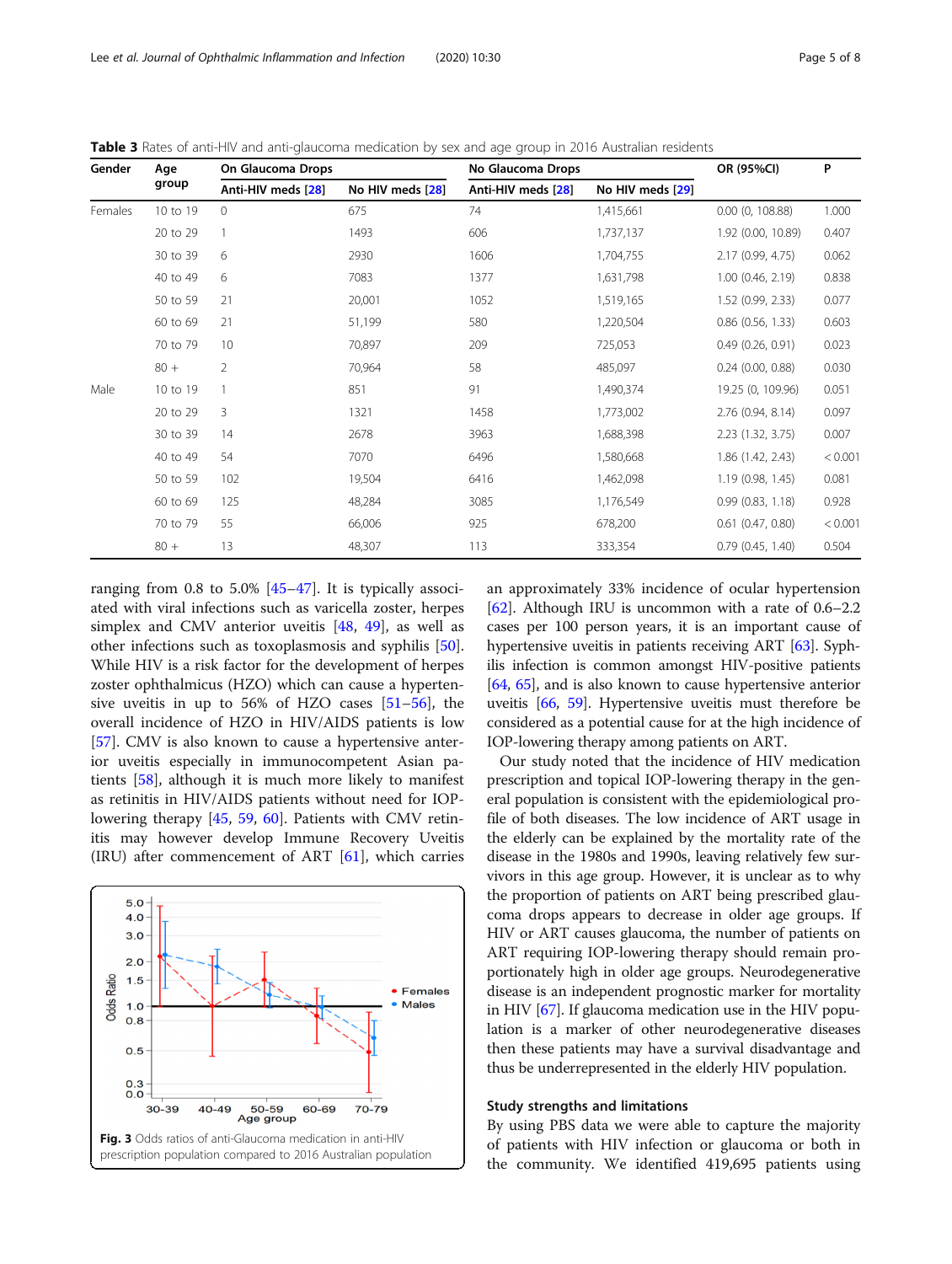**Table 3** Rates of anti-HIV and anti-glaucoma medication by sex and age group in 2016 Australian residents

| Gender | Age group | On Glaucoma Drops | | No Glaucoma Drops | | OR (95%CI) | P |
|---|---|---|---|---|---|---|---|
| | | Anti-HIV meds [28] | No HIV meds [28] | Anti-HIV meds [28] | No HIV meds [29] | | |
| Females | 10 to 19 | 0 | 675 | 74 | 1,415,661 | 0.00 (0, 108.88) | 1.000 |
| | 20 to 29 | 1 | 1493 | 606 | 1,737,137 | 1.92 (0.00, 10.89) | 0.407 |
| | 30 to 39 | 6 | 2930 | 1606 | 1,704,755 | 2.17 (0.99, 4.75) | 0.062 |
| | 40 to 49 | 6 | 7083 | 1377 | 1,631,798 | 1.00 (0.46, 2.19) | 0.838 |
| | 50 to 59 | 21 | 20,001 | 1052 | 1,519,165 | 1.52 (0.99, 2.33) | 0.077 |
| | 60 to 69 | 21 | 51,199 | 580 | 1,220,504 | 0.86 (0.56, 1.33) | 0.603 |
| | 70 to 79 | 10 | 70,897 | 209 | 725,053 | 0.49 (0.26, 0.91) | 0.023 |
| | 80 + | 2 | 70,964 | 58 | 485,097 | 0.24 (0.00, 0.88) | 0.030 |
| Male | 10 to 19 | 1 | 851 | 91 | 1,490,374 | 19.25 (0, 109.96) | 0.051 |
| | 20 to 29 | 3 | 1321 | 1458 | 1,773,002 | 2.76 (0.94, 8.14) | 0.097 |
| | 30 to 39 | 14 | 2678 | 3963 | 1,688,398 | 2.23 (1.32, 3.75) | 0.007 |
| | 40 to 49 | 54 | 7070 | 6496 | 1,580,668 | 1.86 (1.42, 2.43) | < 0.001 |
| | 50 to 59 | 102 | 19,504 | 6416 | 1,462,098 | 1.19 (0.98, 1.45) | 0.081 |
| | 60 to 69 | 125 | 48,284 | 3085 | 1,176,549 | 0.99 (0.83, 1.18) | 0.928 |
| | 70 to 79 | 55 | 66,006 | 925 | 678,200 | 0.61 (0.47, 0.80) | < 0.001 |
| | 80 + | 13 | 48,307 | 113 | 333,354 | 0.79 (0.45, 1.40) | 0.504 |

ranging from 0.8 to 5.0% [45–47]. It is typically associated with viral infections such as varicella zoster, herpes simplex and CMV anterior uveitis [48, 49], as well as other infections such as toxoplasmosis and syphilis [50]. While HIV is a risk factor for the development of herpes zoster ophthalmicus (HZO) which can cause a hypertensive uveitis in up to 56% of HZO cases [51–56], the overall incidence of HZO in HIV/AIDS patients is low [57]. CMV is also known to cause a hypertensive anterior uveitis especially in immunocompetent Asian patients [58], although it is much more likely to manifest as retinitis in HIV/AIDS patients without need for IOP-lowering therapy [45, 59, 60]. Patients with CMV retinitis may however develop Immune Recovery Uveitis (IRU) after commencement of ART [61], which carries an approximately 33% incidence of ocular hypertension [62]. Although IRU is uncommon with a rate of 0.6–2.2 cases per 100 person years, it is an important cause of hypertensive uveitis in patients receiving ART [63]. Syphilis infection is common amongst HIV-positive patients [64, 65], and is also known to cause hypertensive anterior uveitis [66, 59]. Hypertensive uveitis must therefore be considered as a potential cause for at the high incidence of IOP-lowering therapy among patients on ART.

**Fig. 3** Odds ratios of anti-Glaucoma medication in anti-HIV prescription population compared to 2016 Australian population

Our study noted that the incidence of HIV medication prescription and topical IOP-lowering therapy in the general population is consistent with the epidemiological profile of both diseases. The low incidence of ART usage in the elderly can be explained by the mortality rate of the disease in the 1980s and 1990s, leaving relatively few survivors in this age group. However, it is unclear as to why the proportion of patients on ART being prescribed glaucoma drops appears to decrease in older age groups. If HIV or ART causes glaucoma, the number of patients on ART requiring IOP-lowering therapy should remain proportionately high in older age groups. Neurodegenerative disease is an independent prognostic marker for mortality in HIV [67]. If glaucoma medication use in the HIV population is a marker of other neurodegenerative diseases then these patients may have a survival disadvantage and thus be underrepresented in the elderly HIV population.

### Study strengths and limitations

By using PBS data we were able to capture the majority of patients with HIV infection or glaucoma or both in the community. We identified 419,695 patients using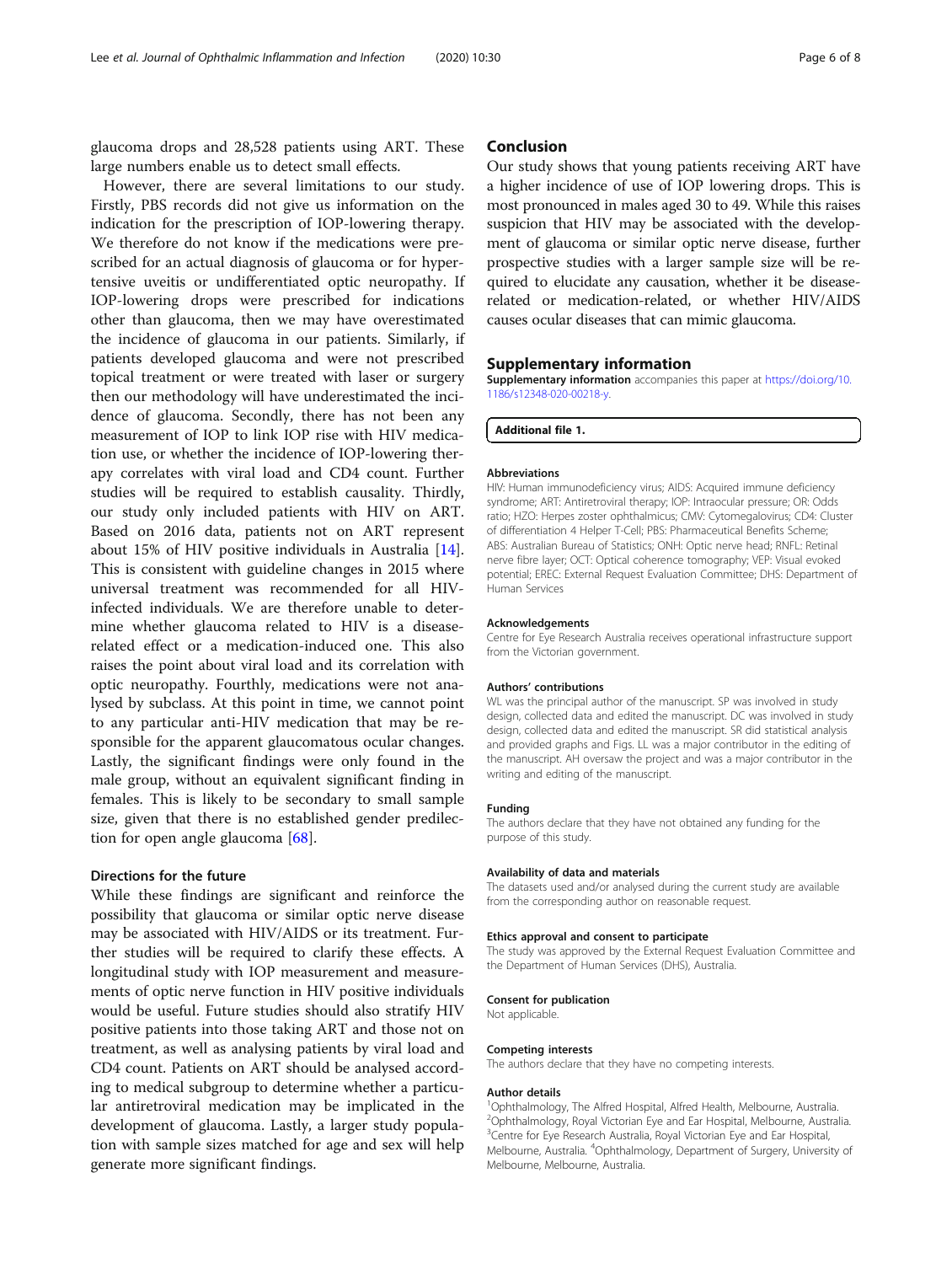glaucoma drops and 28,528 patients using ART. These large numbers enable us to detect small effects.

However, there are several limitations to our study. Firstly, PBS records did not give us information on the indication for the prescription of IOP-lowering therapy. We therefore do not know if the medications were prescribed for an actual diagnosis of glaucoma or for hypertensive uveitis or undifferentiated optic neuropathy. If IOP-lowering drops were prescribed for indications other than glaucoma, then we may have overestimated the incidence of glaucoma in our patients. Similarly, if patients developed glaucoma and were not prescribed topical treatment or were treated with laser or surgery then our methodology will have underestimated the incidence of glaucoma. Secondly, there has not been any measurement of IOP to link IOP rise with HIV medication use, or whether the incidence of IOP-lowering therapy correlates with viral load and CD4 count. Further studies will be required to establish causality. Thirdly, our study only included patients with HIV on ART. Based on 2016 data, patients not on ART represent about 15% of HIV positive individuals in Australia [14]. This is consistent with guideline changes in 2015 where universal treatment was recommended for all HIV-infected individuals. We are therefore unable to determine whether glaucoma related to HIV is a disease-related effect or a medication-induced one. This also raises the point about viral load and its correlation with optic neuropathy. Fourthly, medications were not analysed by subclass. At this point in time, we cannot point to any particular anti-HIV medication that may be responsible for the apparent glaucomatous ocular changes. Lastly, the significant findings were only found in the male group, without an equivalent significant finding in females. This is likely to be secondary to small sample size, given that there is no established gender predilection for open angle glaucoma [68].

### Directions for the future

While these findings are significant and reinforce the possibility that glaucoma or similar optic nerve disease may be associated with HIV/AIDS or its treatment. Further studies will be required to clarify these effects. A longitudinal study with IOP measurement and measurements of optic nerve function in HIV positive individuals would be useful. Future studies should also stratify HIV positive patients into those taking ART and those not on treatment, as well as analysing patients by viral load and CD4 count. Patients on ART should be analysed according to medical subgroup to determine whether a particular antiretroviral medication may be implicated in the development of glaucoma. Lastly, a larger study population with sample sizes matched for age and sex will help generate more significant findings.

## Conclusion

Our study shows that young patients receiving ART have a higher incidence of use of IOP lowering drops. This is most pronounced in males aged 30 to 49. While this raises suspicion that HIV may be associated with the development of glaucoma or similar optic nerve disease, further prospective studies with a larger sample size will be required to elucidate any causation, whether it be disease-related or medication-related, or whether HIV/AIDS causes ocular diseases that can mimic glaucoma.

## Supplementary information

**Supplementary information** accompanies this paper at https://doi.org/10.1186/s12348-020-00218-y.

**Additional file 1.**

#### Abbreviations

HIV: Human immunodeficiency virus; AIDS: Acquired immune deficiency syndrome; ART: Antiretroviral therapy; IOP: Intraocular pressure; OR: Odds ratio; HZO: Herpes zoster ophthalmicus; CMV: Cytomegalovirus; CD4: Cluster of differentiation 4 Helper T-Cell; PBS: Pharmaceutical Benefits Scheme; ABS: Australian Bureau of Statistics; ONH: Optic nerve head; RNFL: Retinal nerve fibre layer; OCT: Optical coherence tomography; VEP: Visual evoked potential; EREC: External Request Evaluation Committee; DHS: Department of Human Services

#### Acknowledgements

Centre for Eye Research Australia receives operational infrastructure support from the Victorian government.

#### Authors' contributions

WL was the principal author of the manuscript. SP was involved in study design, collected data and edited the manuscript. DC was involved in study design, collected data and edited the manuscript. SR did statistical analysis and provided graphs and Figs. LL was a major contributor in the editing of the manuscript. AH oversaw the project and was a major contributor in the writing and editing of the manuscript.

#### Funding

The authors declare that they have not obtained any funding for the purpose of this study.

#### Availability of data and materials

The datasets used and/or analysed during the current study are available from the corresponding author on reasonable request.

#### Ethics approval and consent to participate

The study was approved by the External Request Evaluation Committee and the Department of Human Services (DHS), Australia.

#### Consent for publication

Not applicable.

#### Competing interests

The authors declare that they have no competing interests.

#### Author details

[1]Ophthalmology, The Alfred Hospital, Alfred Health, Melbourne, Australia. [2]Ophthalmology, Royal Victorian Eye and Ear Hospital, Melbourne, Australia. [3]Centre for Eye Research Australia, Royal Victorian Eye and Ear Hospital, Melbourne, Australia. [4]Ophthalmology, Department of Surgery, University of Melbourne, Melbourne, Australia.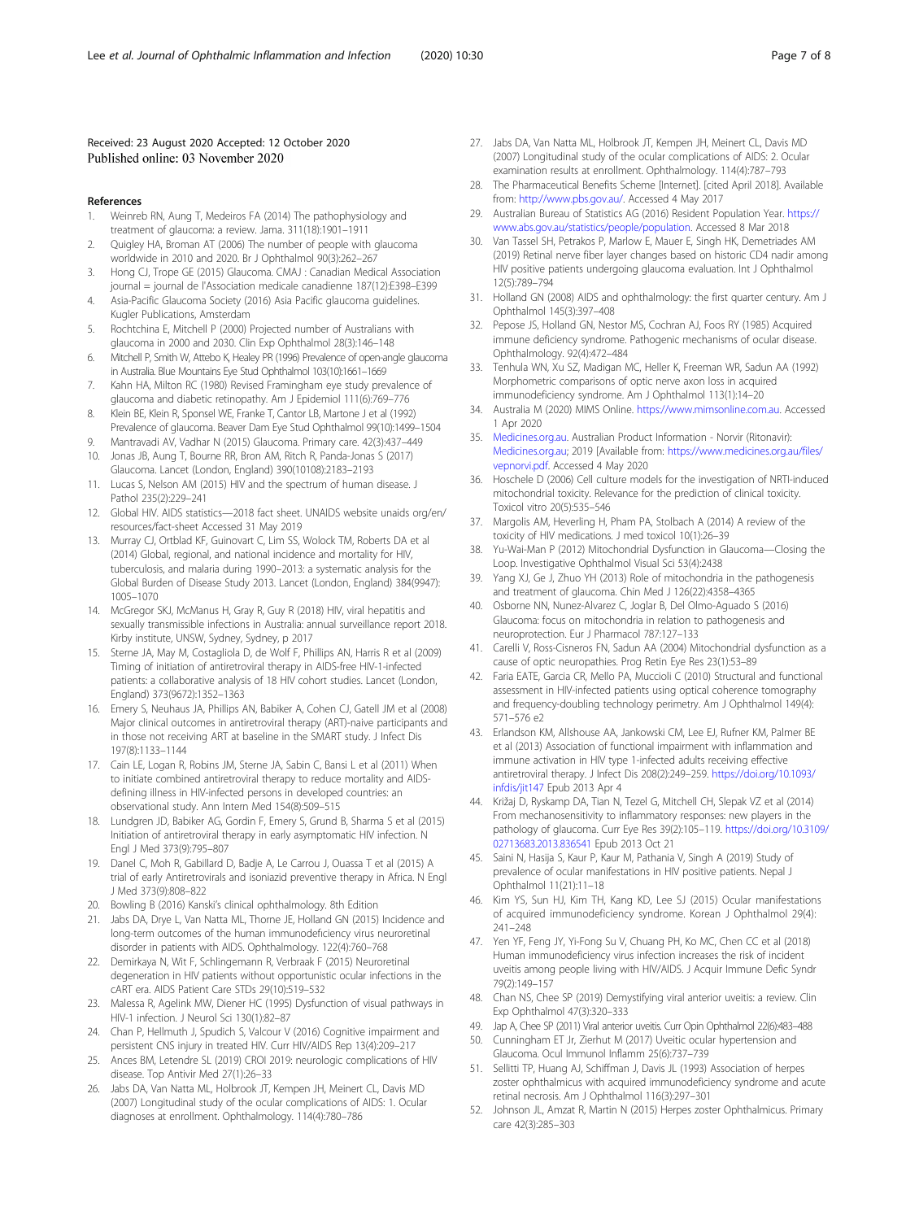Received: 23 August 2020 Accepted: 12 October 2020
Published online: 03 November 2020

## References

1. Weinreb RN, Aung T, Medeiros FA (2014) The pathophysiology and treatment of glaucoma: a review. Jama. 311(18):1901–1911
2. Quigley HA, Broman AT (2006) The number of people with glaucoma worldwide in 2010 and 2020. Br J Ophthalmol 90(3):262–267
3. Hong CJ, Trope GE (2015) Glaucoma. CMAJ : Canadian Medical Association journal = journal de l'Association medicale canadienne 187(12):E398–E399
4. Asia-Pacific Glaucoma Society (2016) Asia Pacific glaucoma guidelines. Kugler Publications, Amsterdam
5. Rochtchina E, Mitchell P (2000) Projected number of Australians with glaucoma in 2000 and 2030. Clin Exp Ophthalmol 28(3):146–148
6. Mitchell P, Smith W, Attebo K, Healey PR (1996) Prevalence of open-angle glaucoma in Australia. Blue Mountains Eye Stud Ophthalmol 103(10):1661–1669
7. Kahn HA, Milton RC (1980) Revised Framingham eye study prevalence of glaucoma and diabetic retinopathy. Am J Epidemiol 111(6):769–776
8. Klein BE, Klein R, Sponsel WE, Franke T, Cantor LB, Martone J et al (1992) Prevalence of glaucoma. Beaver Dam Eye Stud Ophthalmol 99(10):1499–1504
9. Mantravadi AV, Vadhar N (2015) Glaucoma. Primary care. 42(3):437–449
10. Jonas JB, Aung T, Bourne RR, Bron AM, Ritch R, Panda-Jonas S (2017) Glaucoma. Lancet (London, England) 390(10108):2183–2193
11. Lucas S, Nelson AM (2015) HIV and the spectrum of human disease. J Pathol 235(2):229–241
12. Global HIV. AIDS statistics—2018 fact sheet. UNAIDS website unaids org/en/ resources/fact-sheet Accessed 31 May 2019
13. Murray CJ, Ortblad KF, Guinovart C, Lim SS, Wolock TM, Roberts DA et al (2014) Global, regional, and national incidence and mortality for HIV, tuberculosis, and malaria during 1990–2013: a systematic analysis for the Global Burden of Disease Study 2013. Lancet (London, England) 384(9947): 1005–1070
14. McGregor SKJ, McManus H, Gray R, Guy R (2018) HIV, viral hepatitis and sexually transmissible infections in Australia: annual surveillance report 2018. Kirby institute, UNSW, Sydney, Sydney, p 2017
15. Sterne JA, May M, Costagliola D, de Wolf F, Phillips AN, Harris R et al (2009) Timing of initiation of antiretroviral therapy in AIDS-free HIV-1-infected patients: a collaborative analysis of 18 HIV cohort studies. Lancet (London, England) 373(9672):1352–1363
16. Emery S, Neuhaus JA, Phillips AN, Babiker A, Cohen CJ, Gatell JM et al (2008) Major clinical outcomes in antiretroviral therapy (ART)-naive participants and in those not receiving ART at baseline in the SMART study. J Infect Dis 197(8):1133–1144
17. Cain LE, Logan R, Robins JM, Sterne JA, Sabin C, Bansi L et al (2011) When to initiate combined antiretroviral therapy to reduce mortality and AIDS-defining illness in HIV-infected persons in developed countries: an observational study. Ann Intern Med 154(8):509–515
18. Lundgren JD, Babiker AG, Gordin F, Emery S, Grund B, Sharma S et al (2015) Initiation of antiretroviral therapy in early asymptomatic HIV infection. N Engl J Med 373(9):795–807
19. Danel C, Moh R, Gabillard D, Badje A, Le Carrou J, Ouassa T et al (2015) A trial of early Antiretrovirals and isoniazid preventive therapy in Africa. N Engl J Med 373(9):808–822
20. Bowling B (2016) Kanski's clinical ophthalmology. 8th Edition
21. Jabs DA, Drye L, Van Natta ML, Thorne JE, Holland GN (2015) Incidence and long-term outcomes of the human immunodeficiency virus neuroretinal disorder in patients with AIDS. Ophthalmology. 122(4):760–768
22. Demirkaya N, Wit F, Schlingemann R, Verbraak F (2015) Neuroretinal degeneration in HIV patients without opportunistic ocular infections in the cART era. AIDS Patient Care STDs 29(10):519–532
23. Malessa R, Agelink MW, Diener HC (1995) Dysfunction of visual pathways in HIV-1 infection. J Neurol Sci 130(1):82–87
24. Chan P, Hellmuth J, Spudich S, Valcour V (2016) Cognitive impairment and persistent CNS injury in treated HIV. Curr HIV/AIDS Rep 13(4):209–217
25. Ances BM, Letendre SL (2019) CROI 2019: neurologic complications of HIV disease. Top Antivir Med 27(1):26–33
26. Jabs DA, Van Natta ML, Holbrook JT, Kempen JH, Meinert CL, Davis MD (2007) Longitudinal study of the ocular complications of AIDS: 1. Ocular diagnoses at enrollment. Ophthalmology. 114(4):780–786
27. Jabs DA, Van Natta ML, Holbrook JT, Kempen JH, Meinert CL, Davis MD (2007) Longitudinal study of the ocular complications of AIDS: 2. Ocular examination results at enrollment. Ophthalmology. 114(4):787–793
28. The Pharmaceutical Benefits Scheme [Internet]. [cited April 2018]. Available from: http://www.pbs.gov.au/. Accessed 4 May 2017
29. Australian Bureau of Statistics AG (2016) Resident Population Year. https://www.abs.gov.au/statistics/people/population. Accessed 8 Mar 2018
30. Van Tassel SH, Petrakos P, Marlow E, Mauer E, Singh HK, Demetriades AM (2019) Retinal nerve fiber layer changes based on historic CD4 nadir among HIV positive patients undergoing glaucoma evaluation. Int J Ophthalmol 12(5):789–794
31. Holland GN (2008) AIDS and ophthalmology: the first quarter century. Am J Ophthalmol 145(3):397–408
32. Pepose JS, Holland GN, Nestor MS, Cochran AJ, Foos RY (1985) Acquired immune deficiency syndrome. Pathogenic mechanisms of ocular disease. Ophthalmology. 92(4):472–484
33. Tenhula WN, Xu SZ, Madigan MC, Heller K, Freeman WR, Sadun AA (1992) Morphometric comparisons of optic nerve axon loss in acquired immunodeficiency syndrome. Am J Ophthalmol 113(1):14–20
34. Australia M (2020) MIMS Online. https://www.mimsonline.com.au. Accessed 1 Apr 2020
35. Medicines.org.au. Australian Product Information - Norvir (Ritonavir): Medicines.org.au; 2019 [Available from: https://www.medicines.org.au/files/vepnorvi.pdf. Accessed 4 May 2020
36. Hoschele D (2006) Cell culture models for the investigation of NRTI-induced mitochondrial toxicity. Relevance for the prediction of clinical toxicity. Toxicol vitro 20(5):535–546
37. Margolis AM, Heverling H, Pham PA, Stolbach A (2014) A review of the toxicity of HIV medications. J med toxicol 10(1):26–39
38. Yu-Wai-Man P (2012) Mitochondrial Dysfunction in Glaucoma—Closing the Loop. Investigative Ophthalmol Visual Sci 53(4):2438
39. Yang XJ, Ge J, Zhuo YH (2013) Role of mitochondria in the pathogenesis and treatment of glaucoma. Chin Med J 126(22):4358–4365
40. Osborne NN, Nunez-Alvarez C, Joglar B, Del Olmo-Aguado S (2016) Glaucoma: focus on mitochondria in relation to pathogenesis and neuroprotection. Eur J Pharmacol 787:127–133
41. Carelli V, Ross-Cisneros FN, Sadun AA (2004) Mitochondrial dysfunction as a cause of optic neuropathies. Prog Retin Eye Res 23(1):53–89
42. Faria EATE, Garcia CR, Mello PA, Muccioli C (2010) Structural and functional assessment in HIV-infected patients using optical coherence tomography and frequency-doubling technology perimetry. Am J Ophthalmol 149(4): 571–576 e2
43. Erlandson KM, Allshouse AA, Jankowski CM, Lee EJ, Rufner KM, Palmer BE et al (2013) Association of functional impairment with inflammation and immune activation in HIV type 1-infected adults receiving effective antiretroviral therapy. J Infect Dis 208(2):249–259. https://doi.org/10.1093/infdis/jit147 Epub 2013 Apr 4
44. Križaj D, Ryskamp DA, Tian N, Tezel G, Mitchell CH, Slepak VZ et al (2014) From mechanosensitivity to inflammatory responses: new players in the pathology of glaucoma. Curr Eye Res 39(2):105–119. https://doi.org/10.3109/02713683.2013.836541 Epub 2013 Oct 21
45. Saini N, Hasija S, Kaur P, Kaur M, Pathania V, Singh A (2019) Study of prevalence of ocular manifestations in HIV positive patients. Nepal J Ophthalmol 11(21):11–18
46. Kim YS, Sun HJ, Kim TH, Kang KD, Lee SJ (2015) Ocular manifestations of acquired immunodeficiency syndrome. Korean J Ophthalmol 29(4): 241–248
47. Yen YF, Feng JY, Yi-Fong Su V, Chuang PH, Ko MC, Chen CC et al (2018) Human immunodeficiency virus infection increases the risk of incident uveitis among people living with HIV/AIDS. J Acquir Immune Defic Syndr 79(2):149–157
48. Chan NS, Chee SP (2019) Demystifying viral anterior uveitis: a review. Clin Exp Ophthalmol 47(3):320–333
49. Jap A, Chee SP (2011) Viral anterior uveitis. Curr Opin Ophthalmol 22(6):483–488
50. Cunningham ET Jr, Zierhut M (2017) Uveitic ocular hypertension and Glaucoma. Ocul Immunol Inflamm 25(6):737–739
51. Sellitti TP, Huang AJ, Schiffman J, Davis JL (1993) Association of herpes zoster ophthalmicus with acquired immunodeficiency syndrome and acute retinal necrosis. Am J Ophthalmol 116(3):297–301
52. Johnson JL, Amzat R, Martin N (2015) Herpes zoster Ophthalmicus. Primary care 42(3):285–303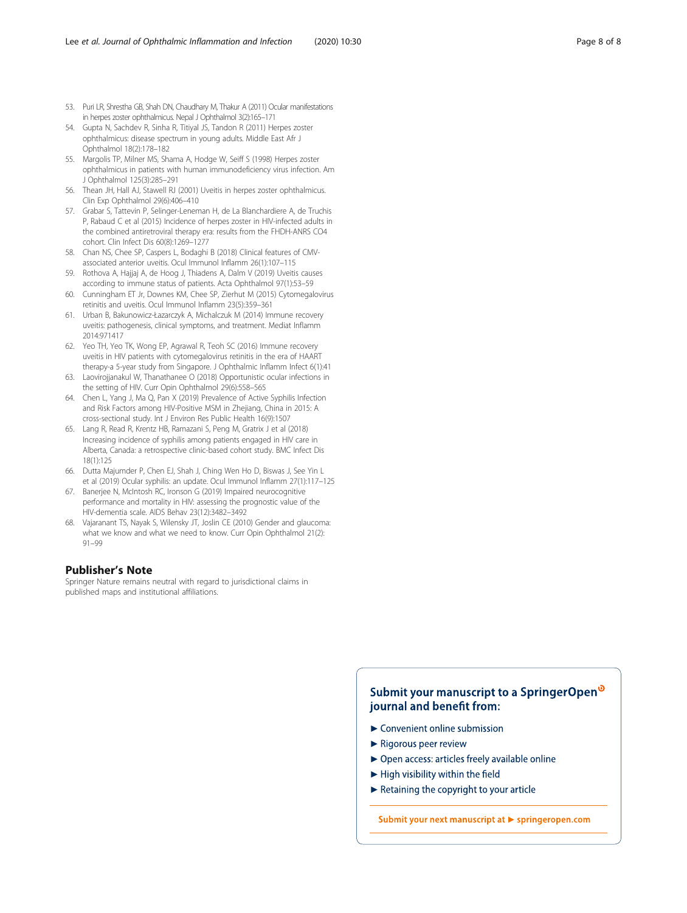53. Puri LR, Shrestha GB, Shah DN, Chaudhary M, Thakur A (2011) Ocular manifestations in herpes zoster ophthalmicus. Nepal J Ophthalmol 3(2):165–171
54. Gupta N, Sachdev R, Sinha R, Titiyal JS, Tandon R (2011) Herpes zoster ophthalmicus: disease spectrum in young adults. Middle East Afr J Ophthalmol 18(2):178–182
55. Margolis TP, Milner MS, Shama A, Hodge W, Seiff S (1998) Herpes zoster ophthalmicus in patients with human immunodeficiency virus infection. Am J Ophthalmol 125(3):285–291
56. Thean JH, Hall AJ, Stawell RJ (2001) Uveitis in herpes zoster ophthalmicus. Clin Exp Ophthalmol 29(6):406–410
57. Grabar S, Tattevin P, Selinger-Leneman H, de La Blanchardiere A, de Truchis P, Rabaud C et al (2015) Incidence of herpes zoster in HIV-infected adults in the combined antiretroviral therapy era: results from the FHDH-ANRS CO4 cohort. Clin Infect Dis 60(8):1269–1277
58. Chan NS, Chee SP, Caspers L, Bodaghi B (2018) Clinical features of CMV-associated anterior uveitis. Ocul Immunol Inflamm 26(1):107–115
59. Rothova A, Hajjaj A, de Hoog J, Thiadens A, Dalm V (2019) Uveitis causes according to immune status of patients. Acta Ophthalmol 97(1):53–59
60. Cunningham ET Jr, Downes KM, Chee SP, Zierhut M (2015) Cytomegalovirus retinitis and uveitis. Ocul Immunol Inflamm 23(5):359–361
61. Urban B, Bakunowicz-Łazarczyk A, Michalczuk M (2014) Immune recovery uveitis: pathogenesis, clinical symptoms, and treatment. Mediat Inflamm 2014:971417
62. Yeo TH, Yeo TK, Wong EP, Agrawal R, Teoh SC (2016) Immune recovery uveitis in HIV patients with cytomegalovirus retinitis in the era of HAART therapy-a 5-year study from Singapore. J Ophthalmic Inflamm Infect 6(1):41
63. Laovirojjanakul W, Thanathanee O (2018) Opportunistic ocular infections in the setting of HIV. Curr Opin Ophthalmol 29(6):558–565
64. Chen L, Yang J, Ma Q, Pan X (2019) Prevalence of Active Syphilis Infection and Risk Factors among HIV-Positive MSM in Zhejiang, China in 2015: A cross-sectional study. Int J Environ Res Public Health 16(9):1507
65. Lang R, Read R, Krentz HB, Ramazani S, Peng M, Gratrix J et al (2018) Increasing incidence of syphilis among patients engaged in HIV care in Alberta, Canada: a retrospective clinic-based cohort study. BMC Infect Dis 18(1):125
66. Dutta Majumder P, Chen EJ, Shah J, Ching Wen Ho D, Biswas J, See Yin L et al (2019) Ocular syphilis: an update. Ocul Immunol Inflamm 27(1):117–125
67. Banerjee N, McIntosh RC, Ironson G (2019) Impaired neurocognitive performance and mortality in HIV: assessing the prognostic value of the HIV-dementia scale. AIDS Behav 23(12):3482–3492
68. Vajaranant TS, Nayak S, Wilensky JT, Joslin CE (2010) Gender and glaucoma: what we know and what we need to know. Curr Opin Ophthalmol 21(2): 91–99

## Publisher's Note

Springer Nature remains neutral with regard to jurisdictional claims in published maps and institutional affiliations.

**Submit your manuscript to a SpringerOpen journal and benefit from:**

- Convenient online submission
- Rigorous peer review
- Open access: articles freely available online
- High visibility within the field
- Retaining the copyright to your article

**Submit your next manuscript at ▶ springeropen.com**